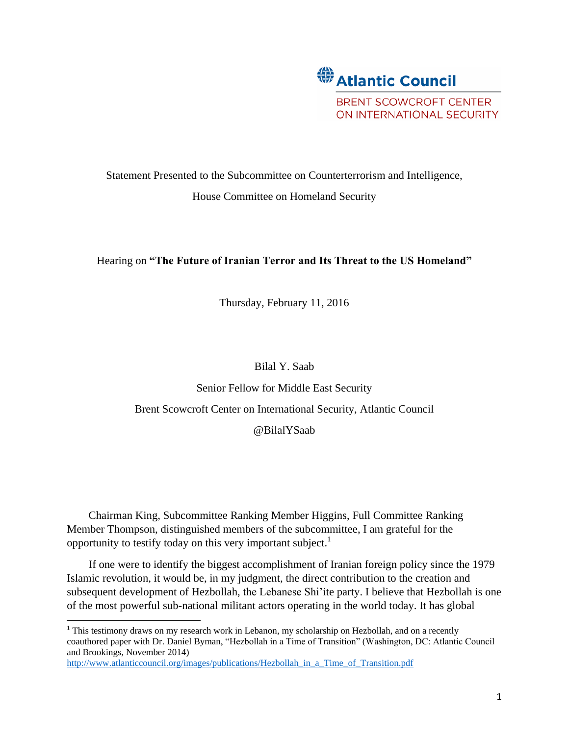Atlantic Council

BRENT SCOWCROFT CENTER ON INTERNATIONAL SECURITY

Statement Presented to the Subcommittee on Counterterrorism and Intelligence,

House Committee on Homeland Security

Hearing on **"The Future of Iranian Terror and Its Threat to the US Homeland"**

Thursday, February 11, 2016

Bilal Y. Saab

Senior Fellow for Middle East Security

Brent Scowcroft Center on International Security, Atlantic Council

@BilalYSaab

Chairman King, Subcommittee Ranking Member Higgins, Full Committee Ranking Member Thompson, distinguished members of the subcommittee, I am grateful for the opportunity to testify today on this very important subject.[1]

If one were to identify the biggest accomplishment of Iranian foreign policy since the 1979 Islamic revolution, it would be, in my judgment, the direct contribution to the creation and subsequent development of Hezbollah, the Lebanese Shi'ite party. I believe that Hezbollah is one of the most powerful sub-national militant actors operating in the world today. It has global

[1] This testimony draws on my research work in Lebanon, my scholarship on Hezbollah, and on a recently coauthored paper with Dr. Daniel Byman, "Hezbollah in a Time of Transition" (Washington, DC: Atlantic Council and Brookings, November 2014) http://www.atlanticcouncil.org/images/publications/Hezbollah_in_a_Time_of_Transition.pdf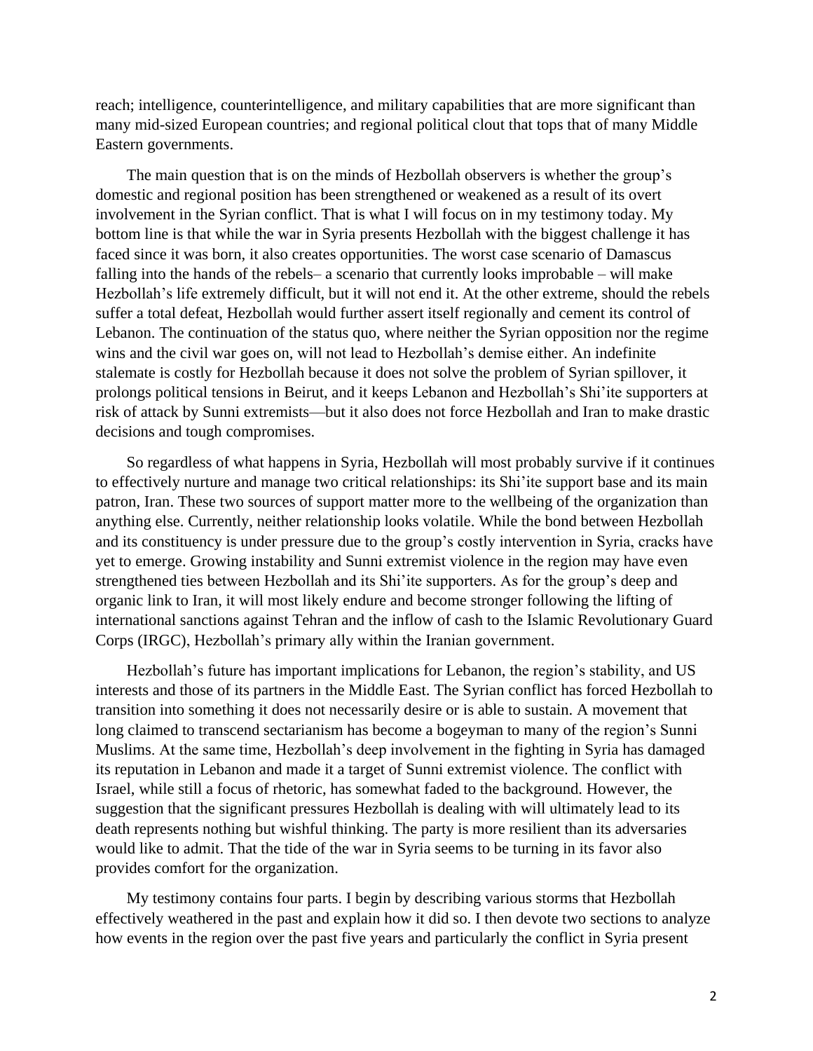reach; intelligence, counterintelligence, and military capabilities that are more significant than many mid-sized European countries; and regional political clout that tops that of many Middle Eastern governments.

The main question that is on the minds of Hezbollah observers is whether the group's domestic and regional position has been strengthened or weakened as a result of its overt involvement in the Syrian conflict. That is what I will focus on in my testimony today. My bottom line is that while the war in Syria presents Hezbollah with the biggest challenge it has faced since it was born, it also creates opportunities. The worst case scenario of Damascus falling into the hands of the rebels– a scenario that currently looks improbable – will make Hezbollah's life extremely difficult, but it will not end it. At the other extreme, should the rebels suffer a total defeat, Hezbollah would further assert itself regionally and cement its control of Lebanon. The continuation of the status quo, where neither the Syrian opposition nor the regime wins and the civil war goes on, will not lead to Hezbollah's demise either. An indefinite stalemate is costly for Hezbollah because it does not solve the problem of Syrian spillover, it prolongs political tensions in Beirut, and it keeps Lebanon and Hezbollah's Shi'ite supporters at risk of attack by Sunni extremists—but it also does not force Hezbollah and Iran to make drastic decisions and tough compromises.

So regardless of what happens in Syria, Hezbollah will most probably survive if it continues to effectively nurture and manage two critical relationships: its Shi'ite support base and its main patron, Iran. These two sources of support matter more to the wellbeing of the organization than anything else. Currently, neither relationship looks volatile. While the bond between Hezbollah and its constituency is under pressure due to the group's costly intervention in Syria, cracks have yet to emerge. Growing instability and Sunni extremist violence in the region may have even strengthened ties between Hezbollah and its Shi'ite supporters. As for the group's deep and organic link to Iran, it will most likely endure and become stronger following the lifting of international sanctions against Tehran and the inflow of cash to the Islamic Revolutionary Guard Corps (IRGC), Hezbollah's primary ally within the Iranian government.

Hezbollah's future has important implications for Lebanon, the region's stability, and US interests and those of its partners in the Middle East. The Syrian conflict has forced Hezbollah to transition into something it does not necessarily desire or is able to sustain. A movement that long claimed to transcend sectarianism has become a bogeyman to many of the region's Sunni Muslims. At the same time, Hezbollah's deep involvement in the fighting in Syria has damaged its reputation in Lebanon and made it a target of Sunni extremist violence. The conflict with Israel, while still a focus of rhetoric, has somewhat faded to the background. However, the suggestion that the significant pressures Hezbollah is dealing with will ultimately lead to its death represents nothing but wishful thinking. The party is more resilient than its adversaries would like to admit. That the tide of the war in Syria seems to be turning in its favor also provides comfort for the organization.

My testimony contains four parts. I begin by describing various storms that Hezbollah effectively weathered in the past and explain how it did so. I then devote two sections to analyze how events in the region over the past five years and particularly the conflict in Syria present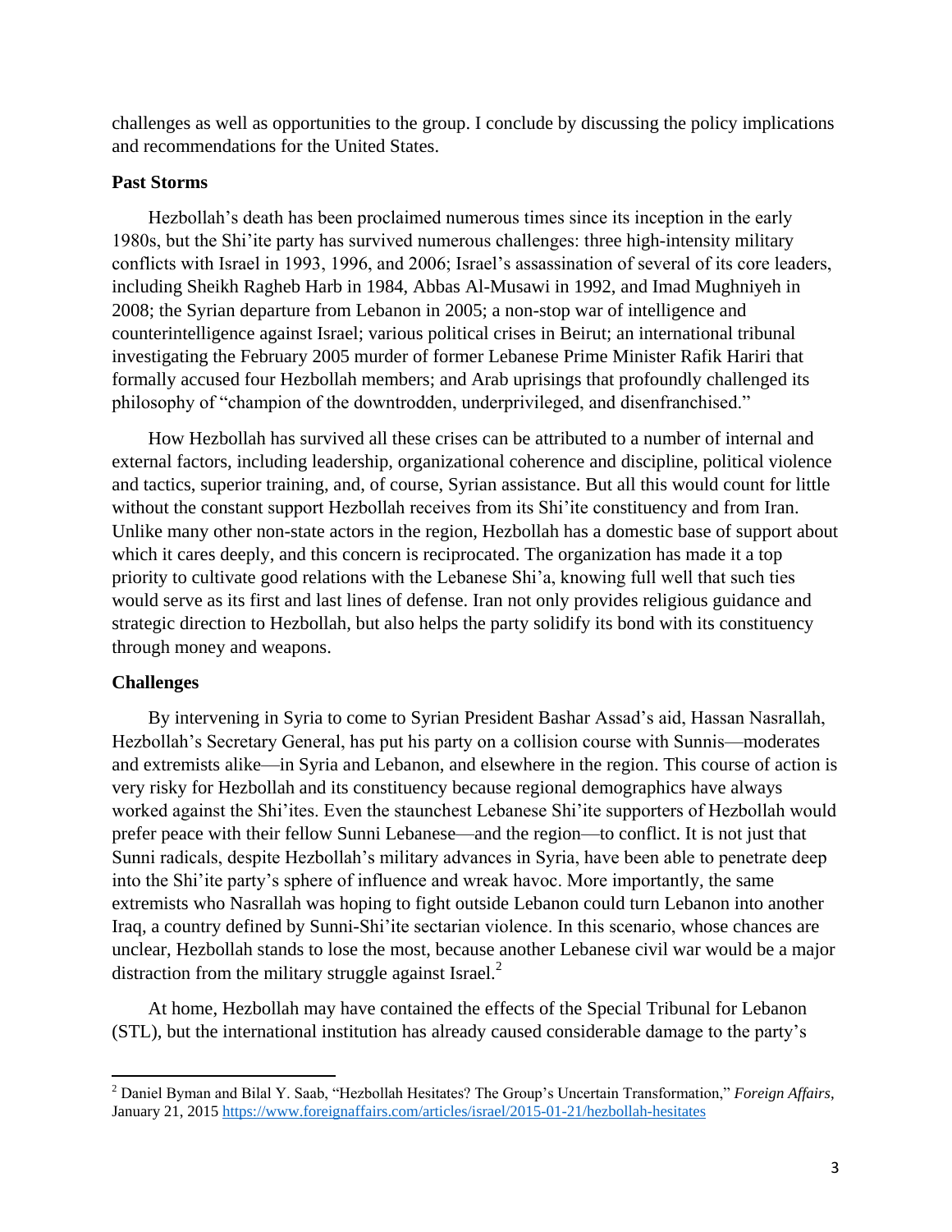challenges as well as opportunities to the group. I conclude by discussing the policy implications and recommendations for the United States.

**Past Storms**

Hezbollah's death has been proclaimed numerous times since its inception in the early 1980s, but the Shi'ite party has survived numerous challenges: three high-intensity military conflicts with Israel in 1993, 1996, and 2006; Israel's assassination of several of its core leaders, including Sheikh Ragheb Harb in 1984, Abbas Al-Musawi in 1992, and Imad Mughniyeh in 2008; the Syrian departure from Lebanon in 2005; a non-stop war of intelligence and counterintelligence against Israel; various political crises in Beirut; an international tribunal investigating the February 2005 murder of former Lebanese Prime Minister Rafik Hariri that formally accused four Hezbollah members; and Arab uprisings that profoundly challenged its philosophy of "champion of the downtrodden, underprivileged, and disenfranchised."

How Hezbollah has survived all these crises can be attributed to a number of internal and external factors, including leadership, organizational coherence and discipline, political violence and tactics, superior training, and, of course, Syrian assistance. But all this would count for little without the constant support Hezbollah receives from its Shi'ite constituency and from Iran. Unlike many other non-state actors in the region, Hezbollah has a domestic base of support about which it cares deeply, and this concern is reciprocated. The organization has made it a top priority to cultivate good relations with the Lebanese Shi'a, knowing full well that such ties would serve as its first and last lines of defense. Iran not only provides religious guidance and strategic direction to Hezbollah, but also helps the party solidify its bond with its constituency through money and weapons.

**Challenges**

By intervening in Syria to come to Syrian President Bashar Assad's aid, Hassan Nasrallah, Hezbollah's Secretary General, has put his party on a collision course with Sunnis—moderates and extremists alike—in Syria and Lebanon, and elsewhere in the region. This course of action is very risky for Hezbollah and its constituency because regional demographics have always worked against the Shi'ites. Even the staunchest Lebanese Shi'ite supporters of Hezbollah would prefer peace with their fellow Sunni Lebanese—and the region—to conflict. It is not just that Sunni radicals, despite Hezbollah's military advances in Syria, have been able to penetrate deep into the Shi'ite party's sphere of influence and wreak havoc. More importantly, the same extremists who Nasrallah was hoping to fight outside Lebanon could turn Lebanon into another Iraq, a country defined by Sunni-Shi'ite sectarian violence. In this scenario, whose chances are unclear, Hezbollah stands to lose the most, because another Lebanese civil war would be a major distraction from the military struggle against Israel.[2]

At home, Hezbollah may have contained the effects of the Special Tribunal for Lebanon (STL), but the international institution has already caused considerable damage to the party's

---

[2] Daniel Byman and Bilal Y. Saab, "Hezbollah Hesitates? The Group's Uncertain Transformation," *Foreign Affairs*, January 21, 2015 https://www.foreignaffairs.com/articles/israel/2015-01-21/hezbollah-hesitates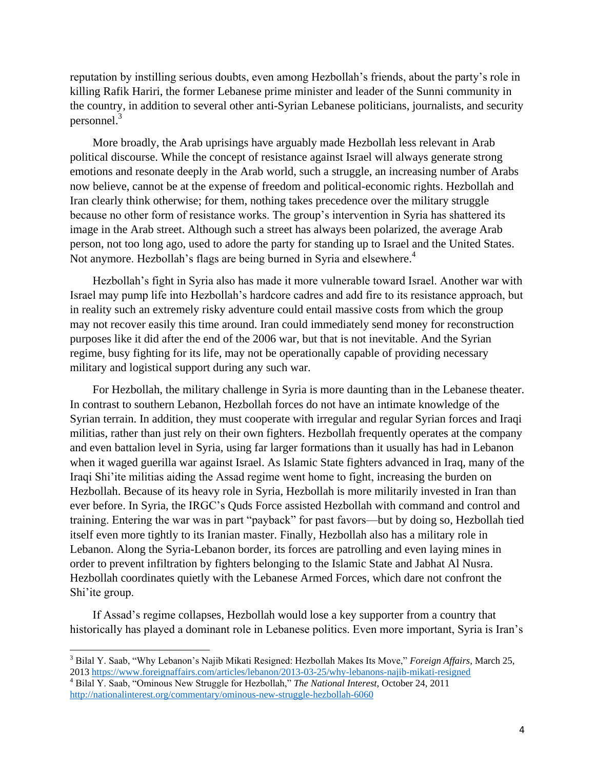reputation by instilling serious doubts, even among Hezbollah's friends, about the party's role in killing Rafik Hariri, the former Lebanese prime minister and leader of the Sunni community in the country, in addition to several other anti-Syrian Lebanese politicians, journalists, and security personnel.[3]

More broadly, the Arab uprisings have arguably made Hezbollah less relevant in Arab political discourse. While the concept of resistance against Israel will always generate strong emotions and resonate deeply in the Arab world, such a struggle, an increasing number of Arabs now believe, cannot be at the expense of freedom and political-economic rights. Hezbollah and Iran clearly think otherwise; for them, nothing takes precedence over the military struggle because no other form of resistance works. The group's intervention in Syria has shattered its image in the Arab street. Although such a street has always been polarized, the average Arab person, not too long ago, used to adore the party for standing up to Israel and the United States. Not anymore. Hezbollah's flags are being burned in Syria and elsewhere.[4]

Hezbollah's fight in Syria also has made it more vulnerable toward Israel. Another war with Israel may pump life into Hezbollah's hardcore cadres and add fire to its resistance approach, but in reality such an extremely risky adventure could entail massive costs from which the group may not recover easily this time around. Iran could immediately send money for reconstruction purposes like it did after the end of the 2006 war, but that is not inevitable. And the Syrian regime, busy fighting for its life, may not be operationally capable of providing necessary military and logistical support during any such war.

For Hezbollah, the military challenge in Syria is more daunting than in the Lebanese theater. In contrast to southern Lebanon, Hezbollah forces do not have an intimate knowledge of the Syrian terrain. In addition, they must cooperate with irregular and regular Syrian forces and Iraqi militias, rather than just rely on their own fighters. Hezbollah frequently operates at the company and even battalion level in Syria, using far larger formations than it usually has had in Lebanon when it waged guerilla war against Israel. As Islamic State fighters advanced in Iraq, many of the Iraqi Shi'ite militias aiding the Assad regime went home to fight, increasing the burden on Hezbollah. Because of its heavy role in Syria, Hezbollah is more militarily invested in Iran than ever before. In Syria, the IRGC's Quds Force assisted Hezbollah with command and control and training. Entering the war was in part "payback" for past favors—but by doing so, Hezbollah tied itself even more tightly to its Iranian master. Finally, Hezbollah also has a military role in Lebanon. Along the Syria-Lebanon border, its forces are patrolling and even laying mines in order to prevent infiltration by fighters belonging to the Islamic State and Jabhat Al Nusra. Hezbollah coordinates quietly with the Lebanese Armed Forces, which dare not confront the Shi'ite group.

If Assad's regime collapses, Hezbollah would lose a key supporter from a country that historically has played a dominant role in Lebanese politics. Even more important, Syria is Iran's

---

[3] Bilal Y. Saab, "Why Lebanon's Najib Mikati Resigned: Hezbollah Makes Its Move," *Foreign Affairs*, March 25, 2013 https://www.foreignaffairs.com/articles/lebanon/2013-03-25/why-lebanons-najib-mikati-resigned

[4] Bilal Y. Saab, "Ominous New Struggle for Hezbollah," *The National Interest*, October 24, 2011 http://nationalinterest.org/commentary/ominous-new-struggle-hezbollah-6060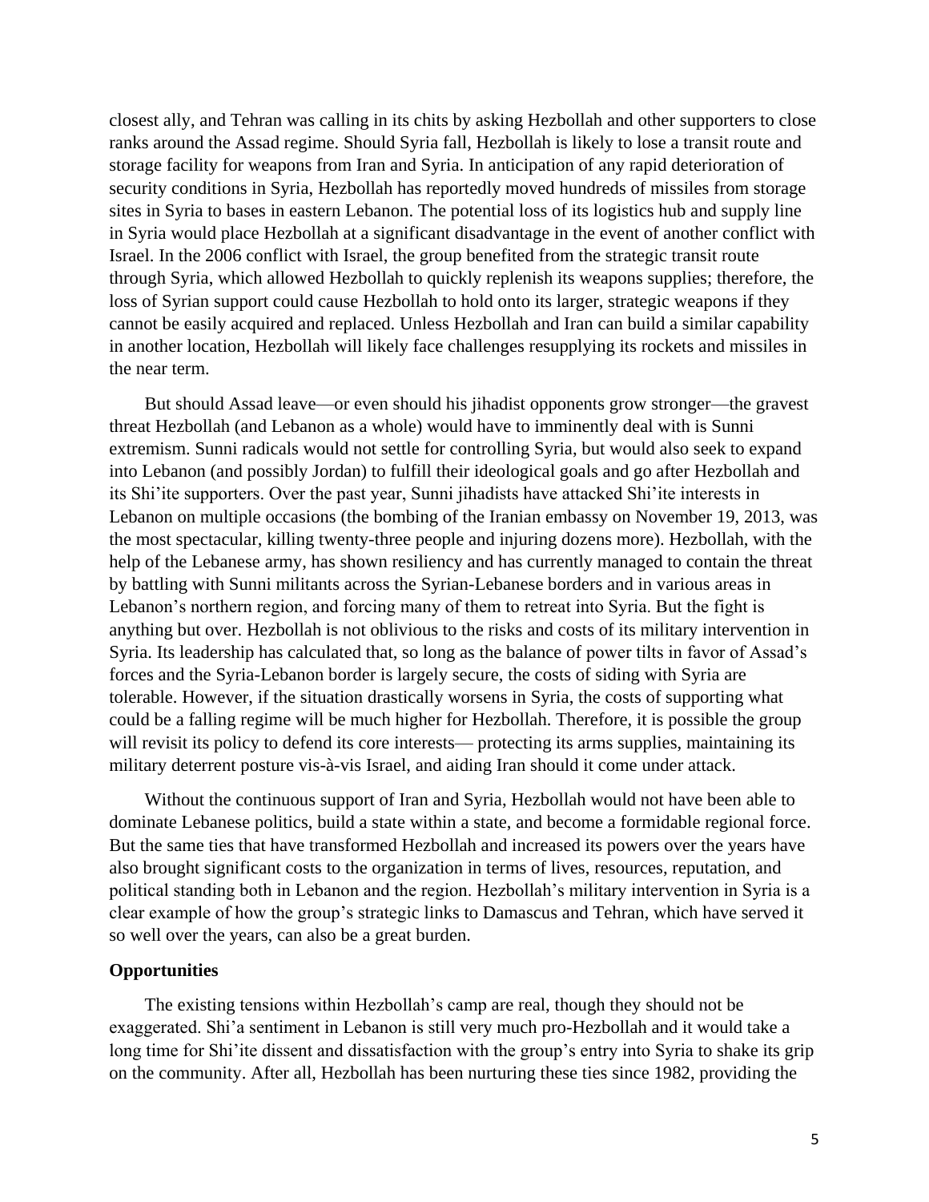closest ally, and Tehran was calling in its chits by asking Hezbollah and other supporters to close ranks around the Assad regime. Should Syria fall, Hezbollah is likely to lose a transit route and storage facility for weapons from Iran and Syria. In anticipation of any rapid deterioration of security conditions in Syria, Hezbollah has reportedly moved hundreds of missiles from storage sites in Syria to bases in eastern Lebanon. The potential loss of its logistics hub and supply line in Syria would place Hezbollah at a significant disadvantage in the event of another conflict with Israel. In the 2006 conflict with Israel, the group benefited from the strategic transit route through Syria, which allowed Hezbollah to quickly replenish its weapons supplies; therefore, the loss of Syrian support could cause Hezbollah to hold onto its larger, strategic weapons if they cannot be easily acquired and replaced. Unless Hezbollah and Iran can build a similar capability in another location, Hezbollah will likely face challenges resupplying its rockets and missiles in the near term.

But should Assad leave—or even should his jihadist opponents grow stronger—the gravest threat Hezbollah (and Lebanon as a whole) would have to imminently deal with is Sunni extremism. Sunni radicals would not settle for controlling Syria, but would also seek to expand into Lebanon (and possibly Jordan) to fulfill their ideological goals and go after Hezbollah and its Shi'ite supporters. Over the past year, Sunni jihadists have attacked Shi'ite interests in Lebanon on multiple occasions (the bombing of the Iranian embassy on November 19, 2013, was the most spectacular, killing twenty-three people and injuring dozens more). Hezbollah, with the help of the Lebanese army, has shown resiliency and has currently managed to contain the threat by battling with Sunni militants across the Syrian-Lebanese borders and in various areas in Lebanon's northern region, and forcing many of them to retreat into Syria. But the fight is anything but over. Hezbollah is not oblivious to the risks and costs of its military intervention in Syria. Its leadership has calculated that, so long as the balance of power tilts in favor of Assad's forces and the Syria-Lebanon border is largely secure, the costs of siding with Syria are tolerable. However, if the situation drastically worsens in Syria, the costs of supporting what could be a falling regime will be much higher for Hezbollah. Therefore, it is possible the group will revisit its policy to defend its core interests— protecting its arms supplies, maintaining its military deterrent posture vis-à-vis Israel, and aiding Iran should it come under attack.

Without the continuous support of Iran and Syria, Hezbollah would not have been able to dominate Lebanese politics, build a state within a state, and become a formidable regional force. But the same ties that have transformed Hezbollah and increased its powers over the years have also brought significant costs to the organization in terms of lives, resources, reputation, and political standing both in Lebanon and the region. Hezbollah's military intervention in Syria is a clear example of how the group's strategic links to Damascus and Tehran, which have served it so well over the years, can also be a great burden.

**Opportunities**

The existing tensions within Hezbollah's camp are real, though they should not be exaggerated. Shi'a sentiment in Lebanon is still very much pro-Hezbollah and it would take a long time for Shi'ite dissent and dissatisfaction with the group's entry into Syria to shake its grip on the community. After all, Hezbollah has been nurturing these ties since 1982, providing the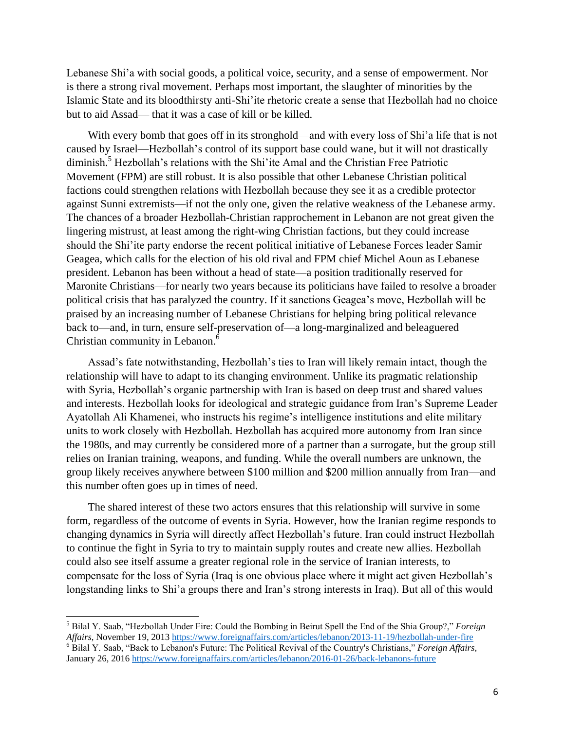Lebanese Shi'a with social goods, a political voice, security, and a sense of empowerment. Nor is there a strong rival movement. Perhaps most important, the slaughter of minorities by the Islamic State and its bloodthirsty anti-Shi'ite rhetoric create a sense that Hezbollah had no choice but to aid Assad— that it was a case of kill or be killed.

With every bomb that goes off in its stronghold—and with every loss of Shi'a life that is not caused by Israel—Hezbollah's control of its support base could wane, but it will not drastically diminish.[5] Hezbollah's relations with the Shi'ite Amal and the Christian Free Patriotic Movement (FPM) are still robust. It is also possible that other Lebanese Christian political factions could strengthen relations with Hezbollah because they see it as a credible protector against Sunni extremists—if not the only one, given the relative weakness of the Lebanese army. The chances of a broader Hezbollah-Christian rapprochement in Lebanon are not great given the lingering mistrust, at least among the right-wing Christian factions, but they could increase should the Shi'ite party endorse the recent political initiative of Lebanese Forces leader Samir Geagea, which calls for the election of his old rival and FPM chief Michel Aoun as Lebanese president. Lebanon has been without a head of state—a position traditionally reserved for Maronite Christians—for nearly two years because its politicians have failed to resolve a broader political crisis that has paralyzed the country. If it sanctions Geagea's move, Hezbollah will be praised by an increasing number of Lebanese Christians for helping bring political relevance back to—and, in turn, ensure self-preservation of—a long-marginalized and beleaguered Christian community in Lebanon.[6]

Assad's fate notwithstanding, Hezbollah's ties to Iran will likely remain intact, though the relationship will have to adapt to its changing environment. Unlike its pragmatic relationship with Syria, Hezbollah's organic partnership with Iran is based on deep trust and shared values and interests. Hezbollah looks for ideological and strategic guidance from Iran's Supreme Leader Ayatollah Ali Khamenei, who instructs his regime's intelligence institutions and elite military units to work closely with Hezbollah. Hezbollah has acquired more autonomy from Iran since the 1980s, and may currently be considered more of a partner than a surrogate, but the group still relies on Iranian training, weapons, and funding. While the overall numbers are unknown, the group likely receives anywhere between \$100 million and \$200 million annually from Iran—and this number often goes up in times of need.

The shared interest of these two actors ensures that this relationship will survive in some form, regardless of the outcome of events in Syria. However, how the Iranian regime responds to changing dynamics in Syria will directly affect Hezbollah's future. Iran could instruct Hezbollah to continue the fight in Syria to try to maintain supply routes and create new allies. Hezbollah could also see itself assume a greater regional role in the service of Iranian interests, to compensate for the loss of Syria (Iraq is one obvious place where it might act given Hezbollah's longstanding links to Shi'a groups there and Iran's strong interests in Iraq). But all of this would

---

[5] Bilal Y. Saab, "Hezbollah Under Fire: Could the Bombing in Beirut Spell the End of the Shia Group?," *Foreign Affairs*, November 19, 2013 https://www.foreignaffairs.com/articles/lebanon/2013-11-19/hezbollah-under-fire

[6] Bilal Y. Saab, "Back to Lebanon's Future: The Political Revival of the Country's Christians," *Foreign Affairs*, January 26, 2016 https://www.foreignaffairs.com/articles/lebanon/2016-01-26/back-lebanons-future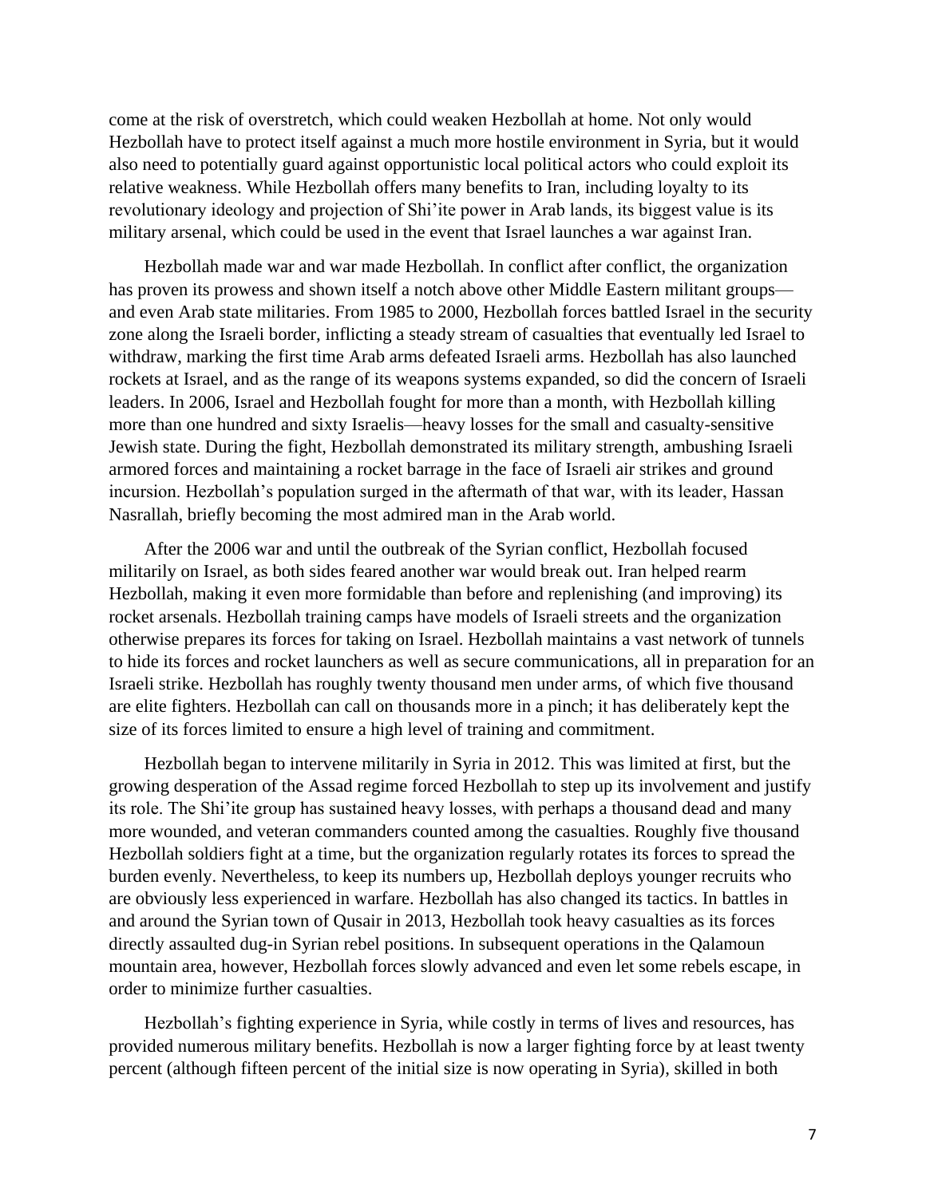come at the risk of overstretch, which could weaken Hezbollah at home. Not only would Hezbollah have to protect itself against a much more hostile environment in Syria, but it would also need to potentially guard against opportunistic local political actors who could exploit its relative weakness. While Hezbollah offers many benefits to Iran, including loyalty to its revolutionary ideology and projection of Shi'ite power in Arab lands, its biggest value is its military arsenal, which could be used in the event that Israel launches a war against Iran.

Hezbollah made war and war made Hezbollah. In conflict after conflict, the organization has proven its prowess and shown itself a notch above other Middle Eastern militant groups—and even Arab state militaries. From 1985 to 2000, Hezbollah forces battled Israel in the security zone along the Israeli border, inflicting a steady stream of casualties that eventually led Israel to withdraw, marking the first time Arab arms defeated Israeli arms. Hezbollah has also launched rockets at Israel, and as the range of its weapons systems expanded, so did the concern of Israeli leaders. In 2006, Israel and Hezbollah fought for more than a month, with Hezbollah killing more than one hundred and sixty Israelis—heavy losses for the small and casualty-sensitive Jewish state. During the fight, Hezbollah demonstrated its military strength, ambushing Israeli armored forces and maintaining a rocket barrage in the face of Israeli air strikes and ground incursion. Hezbollah's population surged in the aftermath of that war, with its leader, Hassan Nasrallah, briefly becoming the most admired man in the Arab world.

After the 2006 war and until the outbreak of the Syrian conflict, Hezbollah focused militarily on Israel, as both sides feared another war would break out. Iran helped rearm Hezbollah, making it even more formidable than before and replenishing (and improving) its rocket arsenals. Hezbollah training camps have models of Israeli streets and the organization otherwise prepares its forces for taking on Israel. Hezbollah maintains a vast network of tunnels to hide its forces and rocket launchers as well as secure communications, all in preparation for an Israeli strike. Hezbollah has roughly twenty thousand men under arms, of which five thousand are elite fighters. Hezbollah can call on thousands more in a pinch; it has deliberately kept the size of its forces limited to ensure a high level of training and commitment.

Hezbollah began to intervene militarily in Syria in 2012. This was limited at first, but the growing desperation of the Assad regime forced Hezbollah to step up its involvement and justify its role. The Shi'ite group has sustained heavy losses, with perhaps a thousand dead and many more wounded, and veteran commanders counted among the casualties. Roughly five thousand Hezbollah soldiers fight at a time, but the organization regularly rotates its forces to spread the burden evenly. Nevertheless, to keep its numbers up, Hezbollah deploys younger recruits who are obviously less experienced in warfare. Hezbollah has also changed its tactics. In battles in and around the Syrian town of Qusair in 2013, Hezbollah took heavy casualties as its forces directly assaulted dug-in Syrian rebel positions. In subsequent operations in the Qalamoun mountain area, however, Hezbollah forces slowly advanced and even let some rebels escape, in order to minimize further casualties.

Hezbollah's fighting experience in Syria, while costly in terms of lives and resources, has provided numerous military benefits. Hezbollah is now a larger fighting force by at least twenty percent (although fifteen percent of the initial size is now operating in Syria), skilled in both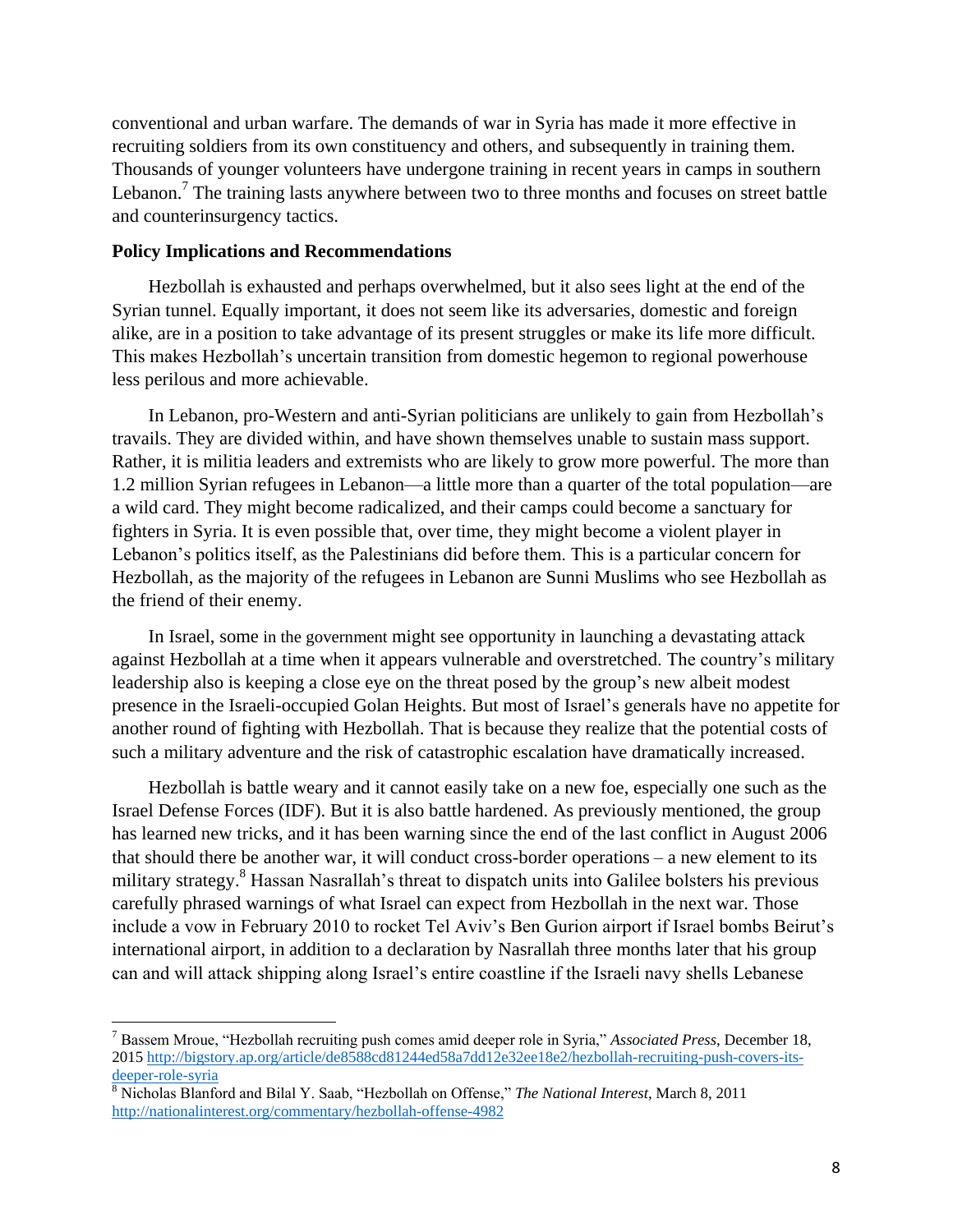conventional and urban warfare. The demands of war in Syria has made it more effective in recruiting soldiers from its own constituency and others, and subsequently in training them. Thousands of younger volunteers have undergone training in recent years in camps in southern Lebanon.[7] The training lasts anywhere between two to three months and focuses on street battle and counterinsurgency tactics.

**Policy Implications and Recommendations**

Hezbollah is exhausted and perhaps overwhelmed, but it also sees light at the end of the Syrian tunnel. Equally important, it does not seem like its adversaries, domestic and foreign alike, are in a position to take advantage of its present struggles or make its life more difficult. This makes Hezbollah's uncertain transition from domestic hegemon to regional powerhouse less perilous and more achievable.

In Lebanon, pro-Western and anti-Syrian politicians are unlikely to gain from Hezbollah's travails. They are divided within, and have shown themselves unable to sustain mass support. Rather, it is militia leaders and extremists who are likely to grow more powerful. The more than 1.2 million Syrian refugees in Lebanon—a little more than a quarter of the total population—are a wild card. They might become radicalized, and their camps could become a sanctuary for fighters in Syria. It is even possible that, over time, they might become a violent player in Lebanon's politics itself, as the Palestinians did before them. This is a particular concern for Hezbollah, as the majority of the refugees in Lebanon are Sunni Muslims who see Hezbollah as the friend of their enemy.

In Israel, some in the government might see opportunity in launching a devastating attack against Hezbollah at a time when it appears vulnerable and overstretched. The country's military leadership also is keeping a close eye on the threat posed by the group's new albeit modest presence in the Israeli-occupied Golan Heights. But most of Israel's generals have no appetite for another round of fighting with Hezbollah. That is because they realize that the potential costs of such a military adventure and the risk of catastrophic escalation have dramatically increased.

Hezbollah is battle weary and it cannot easily take on a new foe, especially one such as the Israel Defense Forces (IDF). But it is also battle hardened. As previously mentioned, the group has learned new tricks, and it has been warning since the end of the last conflict in August 2006 that should there be another war, it will conduct cross-border operations – a new element to its military strategy.[8] Hassan Nasrallah's threat to dispatch units into Galilee bolsters his previous carefully phrased warnings of what Israel can expect from Hezbollah in the next war. Those include a vow in February 2010 to rocket Tel Aviv's Ben Gurion airport if Israel bombs Beirut's international airport, in addition to a declaration by Nasrallah three months later that his group can and will attack shipping along Israel's entire coastline if the Israeli navy shells Lebanese

---

[7] Bassem Mroue, "Hezbollah recruiting push comes amid deeper role in Syria," *Associated Press*, December 18, 2015 http://bigstory.ap.org/article/de8588cd81244ed58a7dd12e32ee18e2/hezbollah-recruiting-push-covers-its-deeper-role-syria

[8] Nicholas Blanford and Bilal Y. Saab, "Hezbollah on Offense," *The National Interest*, March 8, 2011 http://nationalinterest.org/commentary/hezbollah-offense-4982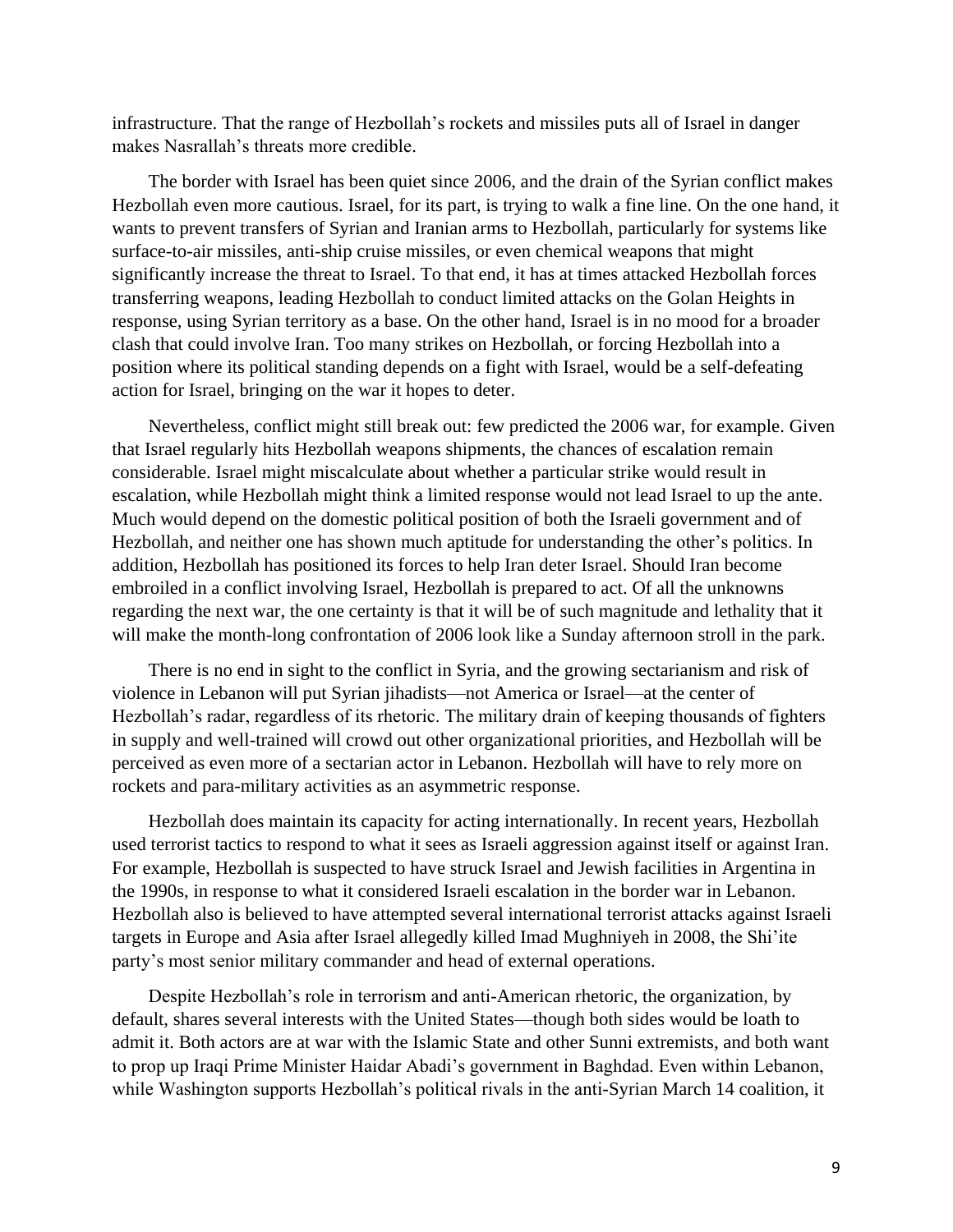infrastructure. That the range of Hezbollah's rockets and missiles puts all of Israel in danger makes Nasrallah's threats more credible.

The border with Israel has been quiet since 2006, and the drain of the Syrian conflict makes Hezbollah even more cautious. Israel, for its part, is trying to walk a fine line. On the one hand, it wants to prevent transfers of Syrian and Iranian arms to Hezbollah, particularly for systems like surface-to-air missiles, anti-ship cruise missiles, or even chemical weapons that might significantly increase the threat to Israel. To that end, it has at times attacked Hezbollah forces transferring weapons, leading Hezbollah to conduct limited attacks on the Golan Heights in response, using Syrian territory as a base. On the other hand, Israel is in no mood for a broader clash that could involve Iran. Too many strikes on Hezbollah, or forcing Hezbollah into a position where its political standing depends on a fight with Israel, would be a self-defeating action for Israel, bringing on the war it hopes to deter.

Nevertheless, conflict might still break out: few predicted the 2006 war, for example. Given that Israel regularly hits Hezbollah weapons shipments, the chances of escalation remain considerable. Israel might miscalculate about whether a particular strike would result in escalation, while Hezbollah might think a limited response would not lead Israel to up the ante. Much would depend on the domestic political position of both the Israeli government and of Hezbollah, and neither one has shown much aptitude for understanding the other's politics. In addition, Hezbollah has positioned its forces to help Iran deter Israel. Should Iran become embroiled in a conflict involving Israel, Hezbollah is prepared to act. Of all the unknowns regarding the next war, the one certainty is that it will be of such magnitude and lethality that it will make the month-long confrontation of 2006 look like a Sunday afternoon stroll in the park.

There is no end in sight to the conflict in Syria, and the growing sectarianism and risk of violence in Lebanon will put Syrian jihadists—not America or Israel—at the center of Hezbollah's radar, regardless of its rhetoric. The military drain of keeping thousands of fighters in supply and well-trained will crowd out other organizational priorities, and Hezbollah will be perceived as even more of a sectarian actor in Lebanon. Hezbollah will have to rely more on rockets and para-military activities as an asymmetric response.

Hezbollah does maintain its capacity for acting internationally. In recent years, Hezbollah used terrorist tactics to respond to what it sees as Israeli aggression against itself or against Iran. For example, Hezbollah is suspected to have struck Israel and Jewish facilities in Argentina in the 1990s, in response to what it considered Israeli escalation in the border war in Lebanon. Hezbollah also is believed to have attempted several international terrorist attacks against Israeli targets in Europe and Asia after Israel allegedly killed Imad Mughniyeh in 2008, the Shi'ite party's most senior military commander and head of external operations.

Despite Hezbollah's role in terrorism and anti-American rhetoric, the organization, by default, shares several interests with the United States—though both sides would be loath to admit it. Both actors are at war with the Islamic State and other Sunni extremists, and both want to prop up Iraqi Prime Minister Haidar Abadi's government in Baghdad. Even within Lebanon, while Washington supports Hezbollah's political rivals in the anti-Syrian March 14 coalition, it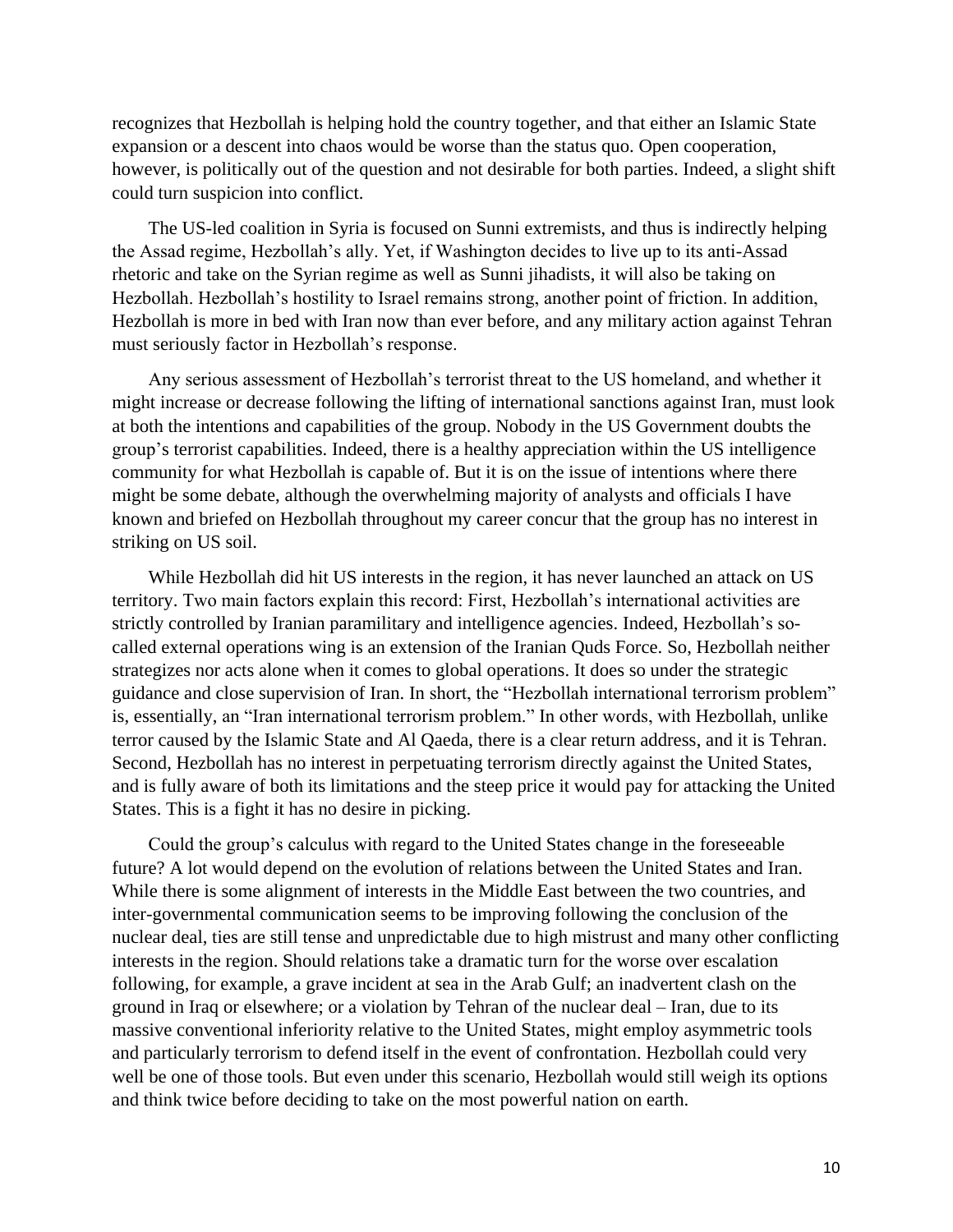recognizes that Hezbollah is helping hold the country together, and that either an Islamic State expansion or a descent into chaos would be worse than the status quo. Open cooperation, however, is politically out of the question and not desirable for both parties. Indeed, a slight shift could turn suspicion into conflict.

The US-led coalition in Syria is focused on Sunni extremists, and thus is indirectly helping the Assad regime, Hezbollah's ally. Yet, if Washington decides to live up to its anti-Assad rhetoric and take on the Syrian regime as well as Sunni jihadists, it will also be taking on Hezbollah. Hezbollah's hostility to Israel remains strong, another point of friction. In addition, Hezbollah is more in bed with Iran now than ever before, and any military action against Tehran must seriously factor in Hezbollah's response.

Any serious assessment of Hezbollah's terrorist threat to the US homeland, and whether it might increase or decrease following the lifting of international sanctions against Iran, must look at both the intentions and capabilities of the group. Nobody in the US Government doubts the group's terrorist capabilities. Indeed, there is a healthy appreciation within the US intelligence community for what Hezbollah is capable of. But it is on the issue of intentions where there might be some debate, although the overwhelming majority of analysts and officials I have known and briefed on Hezbollah throughout my career concur that the group has no interest in striking on US soil.

While Hezbollah did hit US interests in the region, it has never launched an attack on US territory. Two main factors explain this record: First, Hezbollah's international activities are strictly controlled by Iranian paramilitary and intelligence agencies. Indeed, Hezbollah's so-called external operations wing is an extension of the Iranian Quds Force. So, Hezbollah neither strategizes nor acts alone when it comes to global operations. It does so under the strategic guidance and close supervision of Iran. In short, the "Hezbollah international terrorism problem" is, essentially, an "Iran international terrorism problem." In other words, with Hezbollah, unlike terror caused by the Islamic State and Al Qaeda, there is a clear return address, and it is Tehran. Second, Hezbollah has no interest in perpetuating terrorism directly against the United States, and is fully aware of both its limitations and the steep price it would pay for attacking the United States. This is a fight it has no desire in picking.

Could the group's calculus with regard to the United States change in the foreseeable future? A lot would depend on the evolution of relations between the United States and Iran. While there is some alignment of interests in the Middle East between the two countries, and inter-governmental communication seems to be improving following the conclusion of the nuclear deal, ties are still tense and unpredictable due to high mistrust and many other conflicting interests in the region. Should relations take a dramatic turn for the worse over escalation following, for example, a grave incident at sea in the Arab Gulf; an inadvertent clash on the ground in Iraq or elsewhere; or a violation by Tehran of the nuclear deal – Iran, due to its massive conventional inferiority relative to the United States, might employ asymmetric tools and particularly terrorism to defend itself in the event of confrontation. Hezbollah could very well be one of those tools. But even under this scenario, Hezbollah would still weigh its options and think twice before deciding to take on the most powerful nation on earth.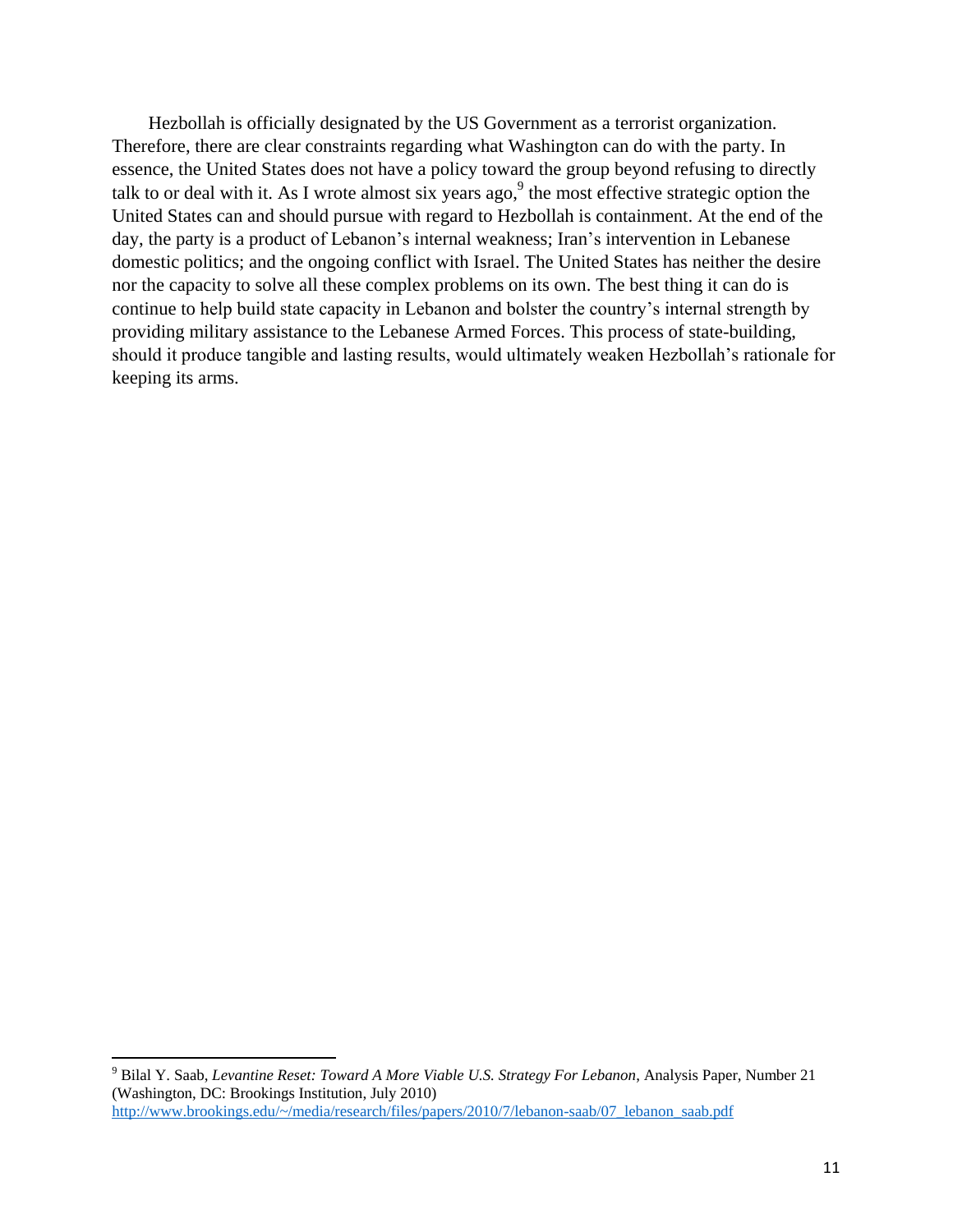Hezbollah is officially designated by the US Government as a terrorist organization. Therefore, there are clear constraints regarding what Washington can do with the party. In essence, the United States does not have a policy toward the group beyond refusing to directly talk to or deal with it. As I wrote almost six years ago,[9] the most effective strategic option the United States can and should pursue with regard to Hezbollah is containment. At the end of the day, the party is a product of Lebanon's internal weakness; Iran's intervention in Lebanese domestic politics; and the ongoing conflict with Israel. The United States has neither the desire nor the capacity to solve all these complex problems on its own. The best thing it can do is continue to help build state capacity in Lebanon and bolster the country's internal strength by providing military assistance to the Lebanese Armed Forces. This process of state-building, should it produce tangible and lasting results, would ultimately weaken Hezbollah's rationale for keeping its arms.

---

[9] Bilal Y. Saab, *Levantine Reset: Toward A More Viable U.S. Strategy For Lebanon*, Analysis Paper, Number 21 (Washington, DC: Brookings Institution, July 2010) http://www.brookings.edu/~/media/research/files/papers/2010/7/lebanon-saab/07_lebanon_saab.pdf